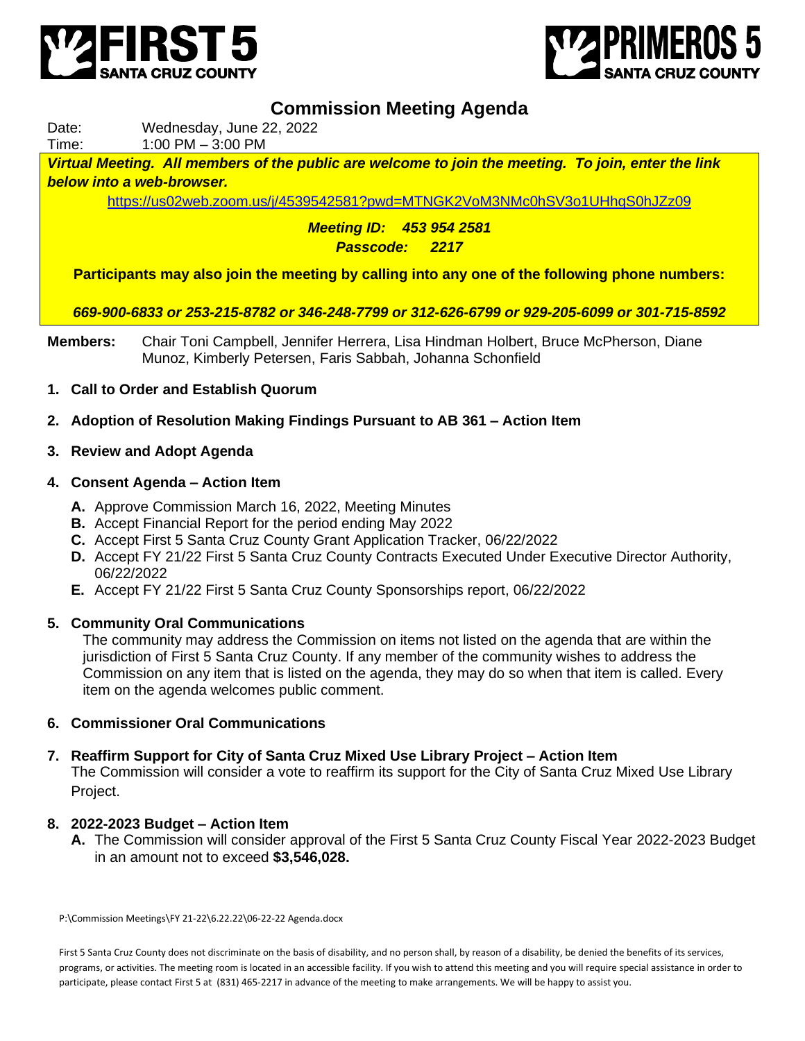FIRST 5 SANTA CRUZ COUNTY

PRIMEROS 5 SANTA CRUZ COUNTY

# Commission Meeting Agenda

Date: Wednesday, June 22, 2022
Time: 1:00 PM – 3:00 PM

***Virtual Meeting. All members of the public are welcome to join the meeting. To join, enter the link below into a web-browser.***

https://us02web.zoom.us/j/4539542581?pwd=MTNGK2VoM3NMc0hSV3o1UHhqS0hJZz09

***Meeting ID: 453 954 2581***
***Passcode: 2217***

**Participants may also join the meeting by calling into any one of the following phone numbers:**

***669-900-6833 or 253-215-8782 or 346-248-7799 or 312-626-6799 or 929-205-6099 or 301-715-8592***

**Members:** Chair Toni Campbell, Jennifer Herrera, Lisa Hindman Holbert, Bruce McPherson, Diane Munoz, Kimberly Petersen, Faris Sabbah, Johanna Schonfield

1. **Call to Order and Establish Quorum**

2. **Adoption of Resolution Making Findings Pursuant to AB 361 – Action Item**

3. **Review and Adopt Agenda**

4. **Consent Agenda – Action Item**
   - **A.** Approve Commission March 16, 2022, Meeting Minutes
   - **B.** Accept Financial Report for the period ending May 2022
   - **C.** Accept First 5 Santa Cruz County Grant Application Tracker, 06/22/2022
   - **D.** Accept FY 21/22 First 5 Santa Cruz County Contracts Executed Under Executive Director Authority, 06/22/2022
   - **E.** Accept FY 21/22 First 5 Santa Cruz County Sponsorships report, 06/22/2022

5. **Community Oral Communications**
   The community may address the Commission on items not listed on the agenda that are within the jurisdiction of First 5 Santa Cruz County. If any member of the community wishes to address the Commission on any item that is listed on the agenda, they may do so when that item is called. Every item on the agenda welcomes public comment.

6. **Commissioner Oral Communications**

7. **Reaffirm Support for City of Santa Cruz Mixed Use Library Project – Action Item**
   The Commission will consider a vote to reaffirm its support for the City of Santa Cruz Mixed Use Library Project.

8. **2022-2023 Budget – Action Item**
   - **A.** The Commission will consider approval of the First 5 Santa Cruz County Fiscal Year 2022-2023 Budget in an amount not to exceed **$3,546,028.**

P:\Commission Meetings\FY 21-22\6.22.22\06-22-22 Agenda.docx

First 5 Santa Cruz County does not discriminate on the basis of disability, and no person shall, by reason of a disability, be denied the benefits of its services, programs, or activities. The meeting room is located in an accessible facility. If you wish to attend this meeting and you will require special assistance in order to participate, please contact First 5 at (831) 465-2217 in advance of the meeting to make arrangements. We will be happy to assist you.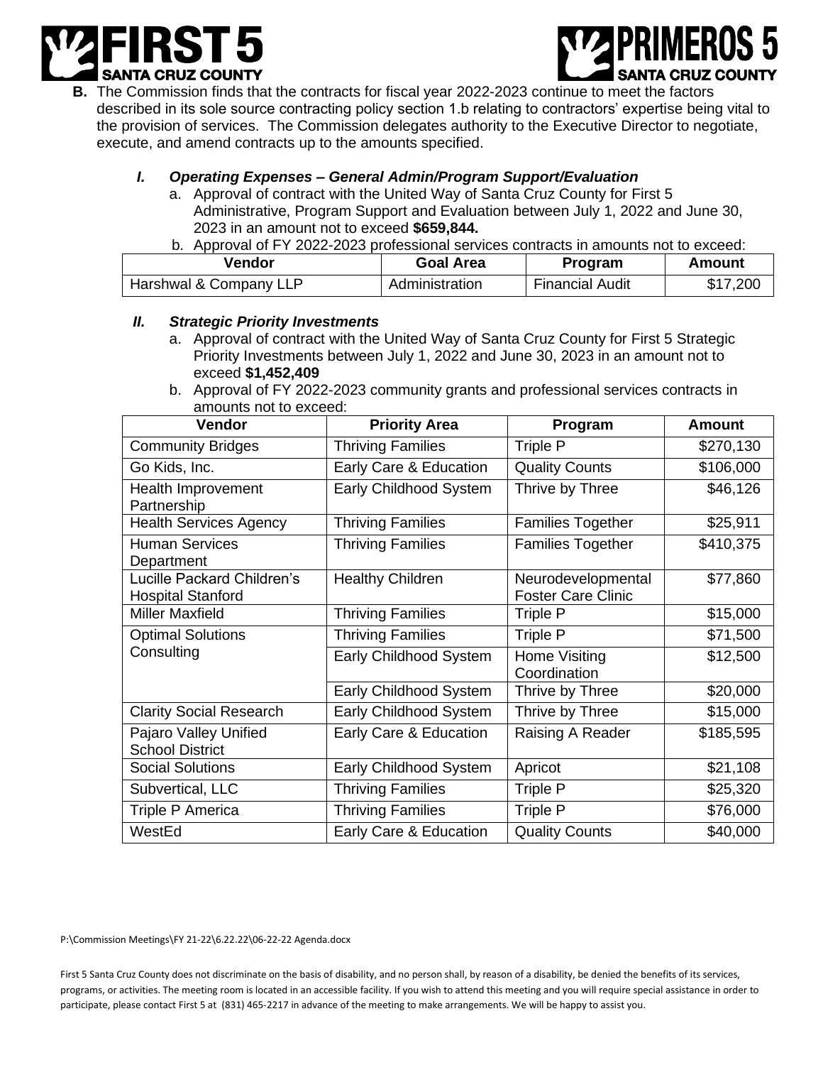**B.** The Commission finds that the contracts for fiscal year 2022-2023 continue to meet the factors described in its sole source contracting policy section 1.b relating to contractors' expertise being vital to the provision of services. The Commission delegates authority to the Executive Director to negotiate, execute, and amend contracts up to the amounts specified.

***I. Operating Expenses – General Admin/Program Support/Evaluation***

a. Approval of contract with the United Way of Santa Cruz County for First 5 Administrative, Program Support and Evaluation between July 1, 2022 and June 30, 2023 in an amount not to exceed **$659,844.**

b. Approval of FY 2022-2023 professional services contracts in amounts not to exceed:

| Vendor | Goal Area | Program | Amount |
|---|---|---|---|
| Harshwal & Company LLP | Administration | Financial Audit | $17,200 |

***II. Strategic Priority Investments***

a. Approval of contract with the United Way of Santa Cruz County for First 5 Strategic Priority Investments between July 1, 2022 and June 30, 2023 in an amount not to exceed **$1,452,409**

b. Approval of FY 2022-2023 community grants and professional services contracts in amounts not to exceed:

| Vendor | Priority Area | Program | Amount |
|---|---|---|---|
| Community Bridges | Thriving Families | Triple P | $270,130 |
| Go Kids, Inc. | Early Care & Education | Quality Counts | $106,000 |
| Health Improvement Partnership | Early Childhood System | Thrive by Three | $46,126 |
| Health Services Agency | Thriving Families | Families Together | $25,911 |
| Human Services Department | Thriving Families | Families Together | $410,375 |
| Lucille Packard Children's Hospital Stanford | Healthy Children | Neurodevelopmental Foster Care Clinic | $77,860 |
| Miller Maxfield | Thriving Families | Triple P | $15,000 |
| Optimal Solutions Consulting | Thriving Families | Triple P | $71,500 |
| | Early Childhood System | Home Visiting Coordination | $12,500 |
| | Early Childhood System | Thrive by Three | $20,000 |
| Clarity Social Research | Early Childhood System | Thrive by Three | $15,000 |
| Pajaro Valley Unified School District | Early Care & Education | Raising A Reader | $185,595 |
| Social Solutions | Early Childhood System | Apricot | $21,108 |
| Subvertical, LLC | Thriving Families | Triple P | $25,320 |
| Triple P America | Thriving Families | Triple P | $76,000 |
| WestEd | Early Care & Education | Quality Counts | $40,000 |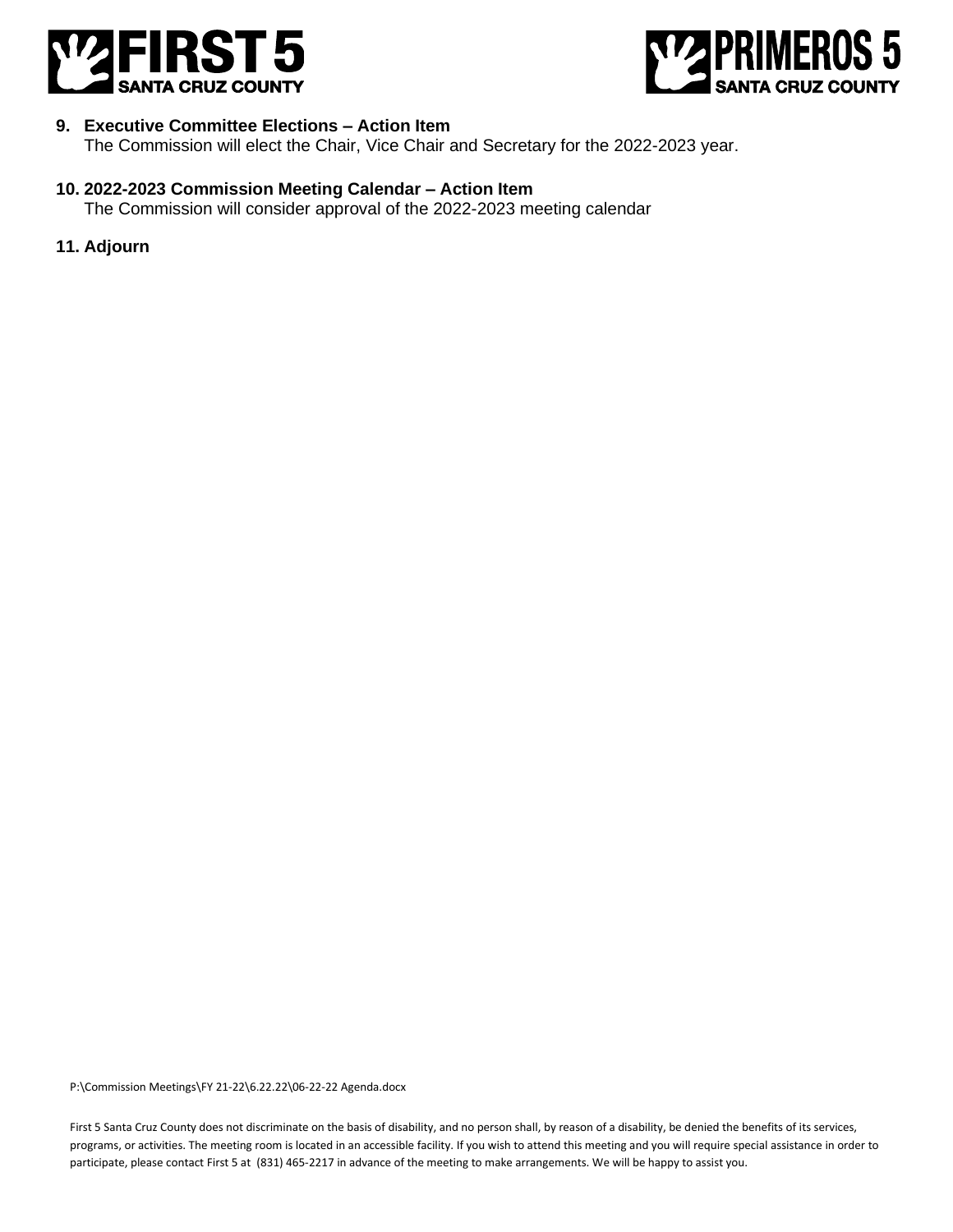**9. Executive Committee Elections – Action Item**
The Commission will elect the Chair, Vice Chair and Secretary for the 2022-2023 year.

**10. 2022-2023 Commission Meeting Calendar – Action Item**
The Commission will consider approval of the 2022-2023 meeting calendar

**11. Adjourn**

P:\Commission Meetings\FY 21-22\6.22.22\06-22-22 Agenda.docx

First 5 Santa Cruz County does not discriminate on the basis of disability, and no person shall, by reason of a disability, be denied the benefits of its services, programs, or activities. The meeting room is located in an accessible facility. If you wish to attend this meeting and you will require special assistance in order to participate, please contact First 5 at (831) 465-2217 in advance of the meeting to make arrangements. We will be happy to assist you.